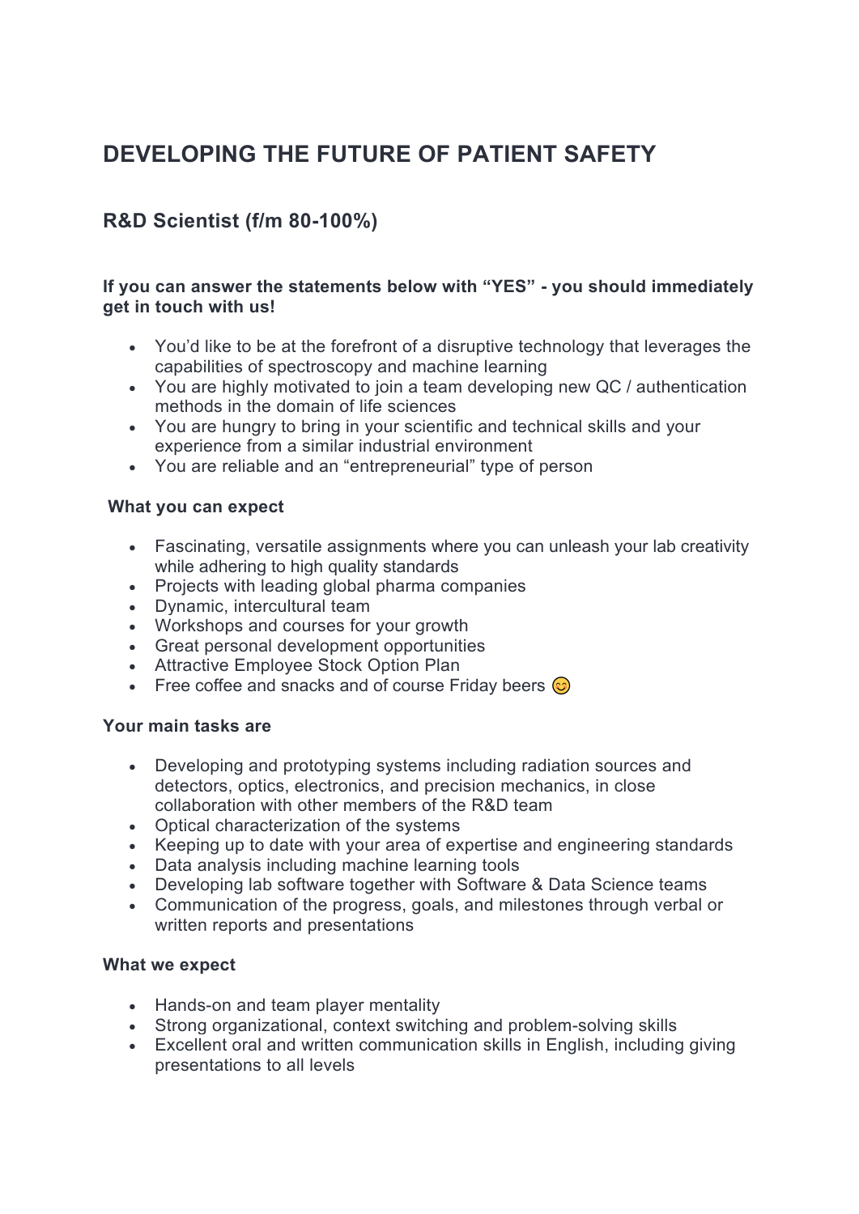# DEVELOPING THE FUTURE OF PATIENT SAFETY

## R&D Scientist (f/m 80-100%)

**If you can answer the statements below with "YES" - you should immediately get in touch with us!**

- You'd like to be at the forefront of a disruptive technology that leverages the capabilities of spectroscopy and machine learning
- You are highly motivated to join a team developing new QC / authentication methods in the domain of life sciences
- You are hungry to bring in your scientific and technical skills and your experience from a similar industrial environment
- You are reliable and an "entrepreneurial" type of person

**What you can expect**

- Fascinating, versatile assignments where you can unleash your lab creativity while adhering to high quality standards
- Projects with leading global pharma companies
- Dynamic, intercultural team
- Workshops and courses for your growth
- Great personal development opportunities
- Attractive Employee Stock Option Plan
- Free coffee and snacks and of course Friday beers 😊

**Your main tasks are**

- Developing and prototyping systems including radiation sources and detectors, optics, electronics, and precision mechanics, in close collaboration with other members of the R&D team
- Optical characterization of the systems
- Keeping up to date with your area of expertise and engineering standards
- Data analysis including machine learning tools
- Developing lab software together with Software & Data Science teams
- Communication of the progress, goals, and milestones through verbal or written reports and presentations

**What we expect**

- Hands-on and team player mentality
- Strong organizational, context switching and problem-solving skills
- Excellent oral and written communication skills in English, including giving presentations to all levels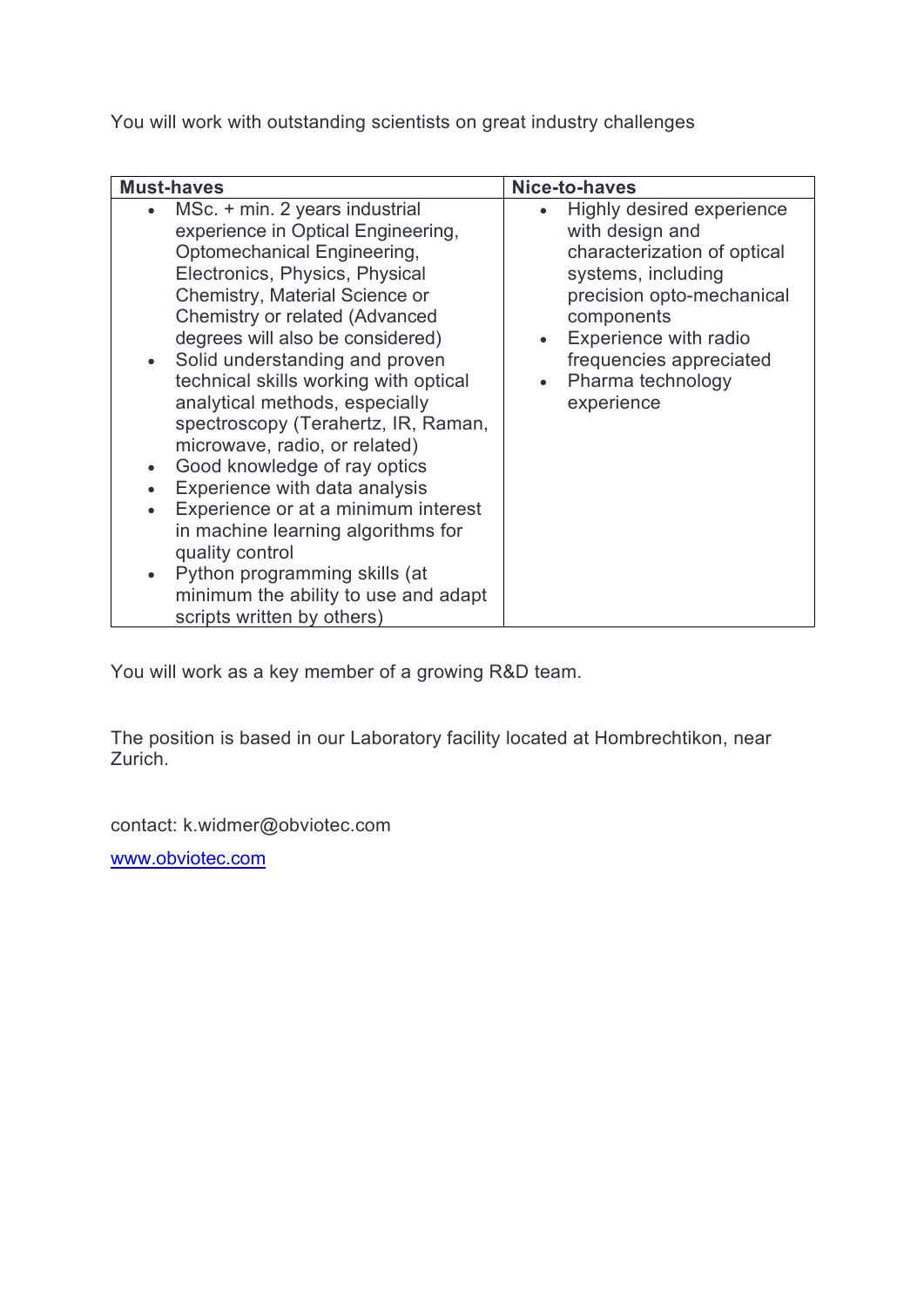You will work with outstanding scientists on great industry challenges

| Must-haves | Nice-to-haves |
|---|---|
| <ul><li>MSc. + min. 2 years industrial experience in Optical Engineering, Optomechanical Engineering, Electronics, Physics, Physical Chemistry, Material Science or Chemistry or related (Advanced degrees will also be considered)</li><li>Solid understanding and proven technical skills working with optical analytical methods, especially spectroscopy (Terahertz, IR, Raman, microwave, radio, or related)</li><li>Good knowledge of ray optics</li><li>Experience with data analysis</li><li>Experience or at a minimum interest in machine learning algorithms for quality control</li><li>Python programming skills (at minimum the ability to use and adapt scripts written by others)</li></ul> | <ul><li>Highly desired experience with design and characterization of optical systems, including precision opto-mechanical components</li><li>Experience with radio frequencies appreciated</li><li>Pharma technology experience</li></ul> |

You will work as a key member of a growing R&D team.

The position is based in our Laboratory facility located at Hombrechtikon, near Zurich.

contact: k.widmer@obviotec.com

[www.obviotec.com](http://www.obviotec.com)